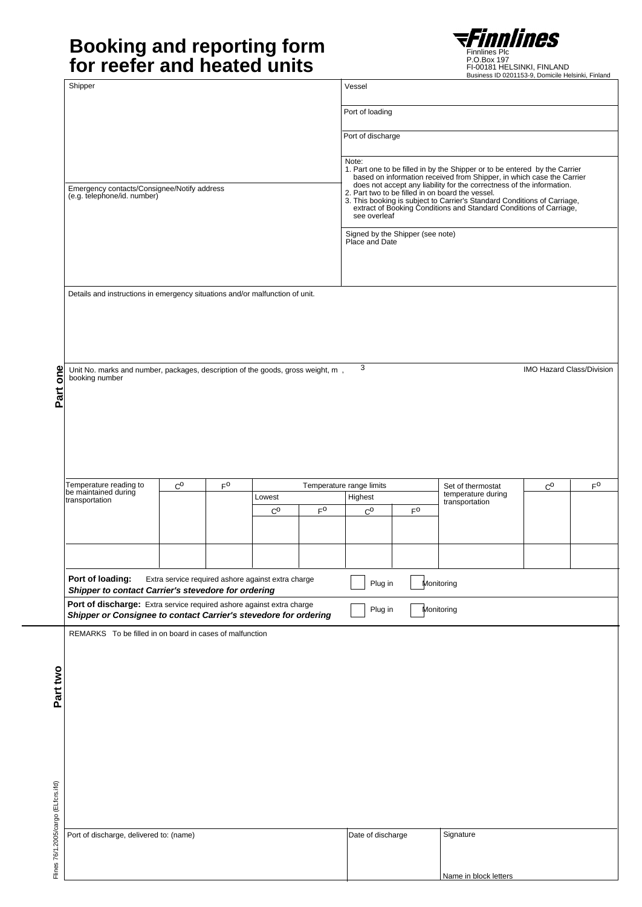# Booking and reporting form for reefer and heated units

**Finnlines**
Finnlines Plc
P.O.Box 197
FI-00181 HELSINKI, FINLAND
Business ID 0201153-9, Domicile Helsinki, Finland

## Part one

| Shipper | Vessel |
|---|---|
| | Port of loading |
| | Port of discharge |
| Emergency contacts/Consignee/Notify address (e.g. telephone/id. number) | Note: 1. Part one to be filled in by the Shipper or to be entered by the Carrier based on information received from Shipper, in which case the Carrier does not accept any liability for the correctness of the information. 2. Part two to be filled in on board the vessel. 3. This booking is subject to Carrier's Standard Conditions of Carriage, extract of Booking Conditions and Standard Conditions of Carriage, see overleaf |
| | Signed by the Shipper (see note) Place and Date |

Details and instructions in emergency situations and/or malfunction of unit.

| Unit No. marks and number, packages, description of the goods, gross weight, $m^3$, booking number | IMO Hazard Class/Division |
|---|---|
| | |

| Temperature reading to be maintained during transportation | C° | F° | Temperature range limits | | | | Set of thermostat temperature during transportation | C° | F° |
|---|---|---|---|---|---|---|---|---|---|
| | | | Lowest | | Highest | | | | |
| | | | C° | F° | C° | F° | | | |
| | | | | | | | | | |
| | | | | | | | | | |

**Port of loading:** Extra service required ashore against extra charge
***Shipper to contact Carrier's stevedore for ordering***
☐ Plug in ☐ Monitoring

**Port of discharge:** Extra service required ashore against extra charge
***Shipper or Consignee to contact Carrier's stevedore for ordering***
☐ Plug in ☐ Monitoring

## Part two

REMARKS To be filled in on board in cases of malfunction

| Port of discharge, delivered to: (name) | Date of discharge | Signature |
|---|---|---|
| | | Name in block letters |

Flines 76/1.2005/cargo (ELfcrs.ifd)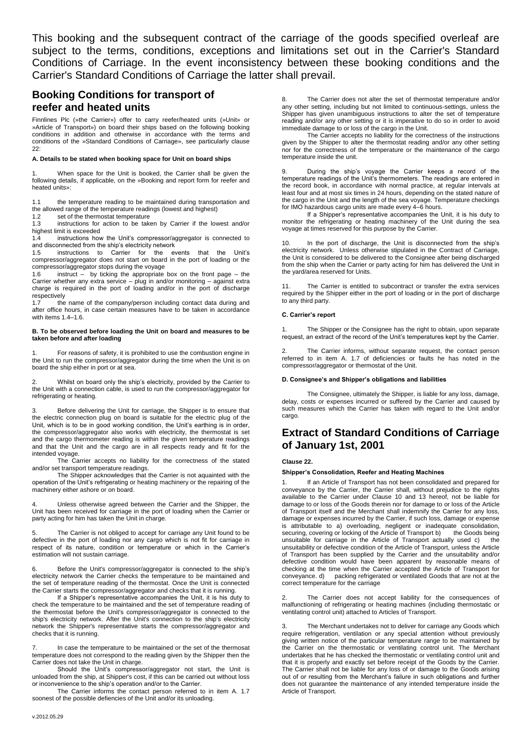This booking and the subsequent contract of the carriage of the goods specified overleaf are subject to the terms, conditions, exceptions and limitations set out in the Carrier's Standard Conditions of Carriage. In the event inconsistency between these booking conditions and the Carrier's Standard Conditions of Carriage the latter shall prevail.

## Booking Conditions for transport of reefer and heated units

Finnlines Plc (»the Carrier») offer to carry reefer/heated units (»Unit» or »Article of Transport») on board their ships based on the following booking conditions in addition and otherwise in accordance with the terms and conditions of the »Standard Conditions of Carriage», see particularly clause 22:

**A. Details to be stated when booking space for Unit on board ships**

1. When space for the Unit is booked, the Carrier shall be given the following details, if applicable, on the »Booking and report form for reefer and heated units»:

1.1 the temperature reading to be maintained during transportation and the allowed range of the temperature readings (lowest and highest)
1.2 set of the thermostat temperature
1.3 instructions for action to be taken by Carrier if the lowest and/or highest limit is exceeded
1.4 instructions how the Unit's compressor/aggregator is connected to and disconnected from the ship's electricity network
1.5 instructions to Carrier for the events that the Unit's compressor/aggregator does not start on board in the port of loading or the compressor/aggregator stops during the voyage
1.6 instruct – by ticking the appropriate box on the front page – the Carrier whether any extra service – plug in and/or monitoring – against extra charge is required in the port of loading and/or in the port of discharge respectively
1.7 the name of the company/person including contact data during and after office hours, in case certain measures have to be taken in accordance with items 1.4–1.6.

**B. To be observed before loading the Unit on board and measures to be taken before and after loading**

1. For reasons of safety, it is prohibited to use the combustion engine in the Unit to run the compressor/aggregator during the time when the Unit is on board the ship either in port or at sea.

2. Whilst on board only the ship's electricity, provided by the Carrier to the Unit with a connection cable, is used to run the compressor/aggregator for refrigerating or heating.

3. Before delivering the Unit for carriage, the Shipper is to ensure that the electric connection plug on board is suitable for the electric plug of the Unit, which is to be in good working condition, the Unit's earthing is in order, the compressor/aggregator also works with electricity, the thermostat is set and the cargo thermometer reading is within the given temperature readings and that the Unit and the cargo are in all respects ready and fit for the intended voyage.

The Carrier accepts no liability for the correctness of the stated and/or set transport temperature readings.

The Shipper acknowledges that the Carrier is not aquainted with the operation of the Unit's refrigerating or heating machinery or the repairing of the machinery either ashore or on board.

4. Unless otherwise agreed between the Carrier and the Shipper, the Unit has been received for carriage in the port of loading when the Carrier or party acting for him has taken the Unit in charge.

5. The Carrier is not obliged to accept for carriage any Unit found to be defective in the port of loading nor any cargo which is not fit for carriage in respect of its nature, condition or temperature or which in the Carrier's estimation will not sustain carriage.

6. Before the Unit's compressor/aggregator is connected to the ship's electricity network the Carrier checks the temperature to be maintained and the set of temperature reading of the thermostat. Once the Unit is connected the Carrier starts the compressor/aggregator and checks that it is running.

If a Shipper's representative accompanies the Unit, it is his duty to check the temperature to be maintained and the set of temperature reading of the thermostat before the Unit's compressor/aggregator is connected to the ship's electricity network. After the Unit's connection to the ship's electricity network the Shipper's representative starts the compressor/aggregator and checks that it is running.

7. In case the temperature to be maintained or the set of the thermosat temperature does not correspond to the reading given by the Shipper then the Carrier does not take the Unit in charge.

Should the Unit's compressor/aggregator not start, the Unit is unloaded from the ship, at Shipper's cost, if this can be carried out without loss or inconvenience to the ship's operation and/or to the Carrier.

The Carrier informs the contact person referred to in item A. 1.7 soonest of the possible defiencies of the Unit and/or its unloading.

8. The Carrier does not alter the set of thermostat temperature and/or any other setting, including but not limited to continuous-settings, unless the Shipper has given unambiguous instructions to alter the set of temperature reading and/or any other setting or it is imperative to do so in order to avoid immediate damage to or loss of the cargo in the Unit.

The Carrier accepts no liability for the correctness of the instructions given by the Shipper to alter the thermostat reading and/or any other setting nor for the correctness of the temperature or the maintenance of the cargo temperature inside the unit.

9. During the ship's voyage the Carrier keeps a record of the temperature readings of the Unit's thermometers. The readings are entered in the record book, in accordance with normal practice, at regular intervals at least four and at most six times in 24 hours, depending on the stated nature of the cargo in the Unit and the length of the sea voyage. Temperature checkings for IMO hazardous cargo units are made every 4–6 hours.

If a Shipper's representative accompanies the Unit, it is his duty to monitor the refrigerating or heating machinery of the Unit during the sea voyage at times reserved for this purpose by the Carrier.

10. In the port of discharge, the Unit is disconnected from the ship's electricity network. Unless otherwise stipulated in the Contract of Carriage, the Unit is considered to be delivered to the Consignee after being discharged from the ship when the Carrier or party acting for him has delivered the Unit in the yard/area reserved for Units.

11. The Carrier is entitled to subcontract or transfer the extra services required by the Shipper either in the port of loading or in the port of discharge to any third party.

**C. Carrier's report**

1. The Shipper or the Consignee has the right to obtain, upon separate request, an extract of the record of the Unit's temperatures kept by the Carrier.

2. The Carrier informs, without separate request, the contact person referred to in item A. 1.7 of deficiencies or faults he has noted in the compressor/aggregator or thermostat of the Unit.

**D. Consignee's and Shipper's obligations and liabilities**

The Consignee, ultimately the Shipper, is liable for any loss, damage, delay, costs or expenses incurred or suffered by the Carrier and caused by such measures which the Carrier has taken with regard to the Unit and/or cargo.

## Extract of Standard Conditions of Carriage of January 1st, 2001

**Clause 22.**

**Shipper's Consolidation, Reefer and Heating Machines**

1. If an Article of Transport has not been consolidated and prepared for conveyance by the Carrier, the Carrier shall, without prejudice to the rights available to the Carrier under Clause 10 and 13 hereof, not be liable for damage to or loss of the Goods therein nor for damage to or loss of the Article of Transport itself and the Merchant shall indemnify the Carrier for any loss, damage or expenses incurred by the Carrier, if such loss, damage or expense is attributable to a) overloading, negligent or inadequate consolidation, securing, covering or locking of the Article of Transport b) the Goods being unsuitable for carriage in the Article of Transport actually used c) the unsuitability or defective condition of the Article of Transport, unless the Article of Transport has been supplied by the Carrier and the unsuitability and/or defective condition would have been apparent by reasonable means of checking at the time when the Carrier accepted the Article of Transport for conveyance. d) packing refrigerated or ventilated Goods that are not at the correct temperature for the carriage

2. The Carrier does not accept liability for the consequences of malfunctioning of refrigerating or heating machines (including thermostatic or ventilating control unit) attached to Articles of Transport.

3. The Merchant undertakes not to deliver for carriage any Goods which require refrigeration, ventilation or any special attention without previously giving written notice of the particular temperature range to be maintained by the Carrier on the thermostatic or ventilating control unit. The Merchant undertakes that he has checked the thermostatic or ventilating control unit and that it is properly and exactly set before receipt of the Goods by the Carrier. The Carrier shall not be liable for any loss of or damage to the Goods arising out of or resulting from the Merchant's failure in such obligations and further does not guarantee the maintenance of any intended temperature inside the Article of Transport.

v.2012.05.29